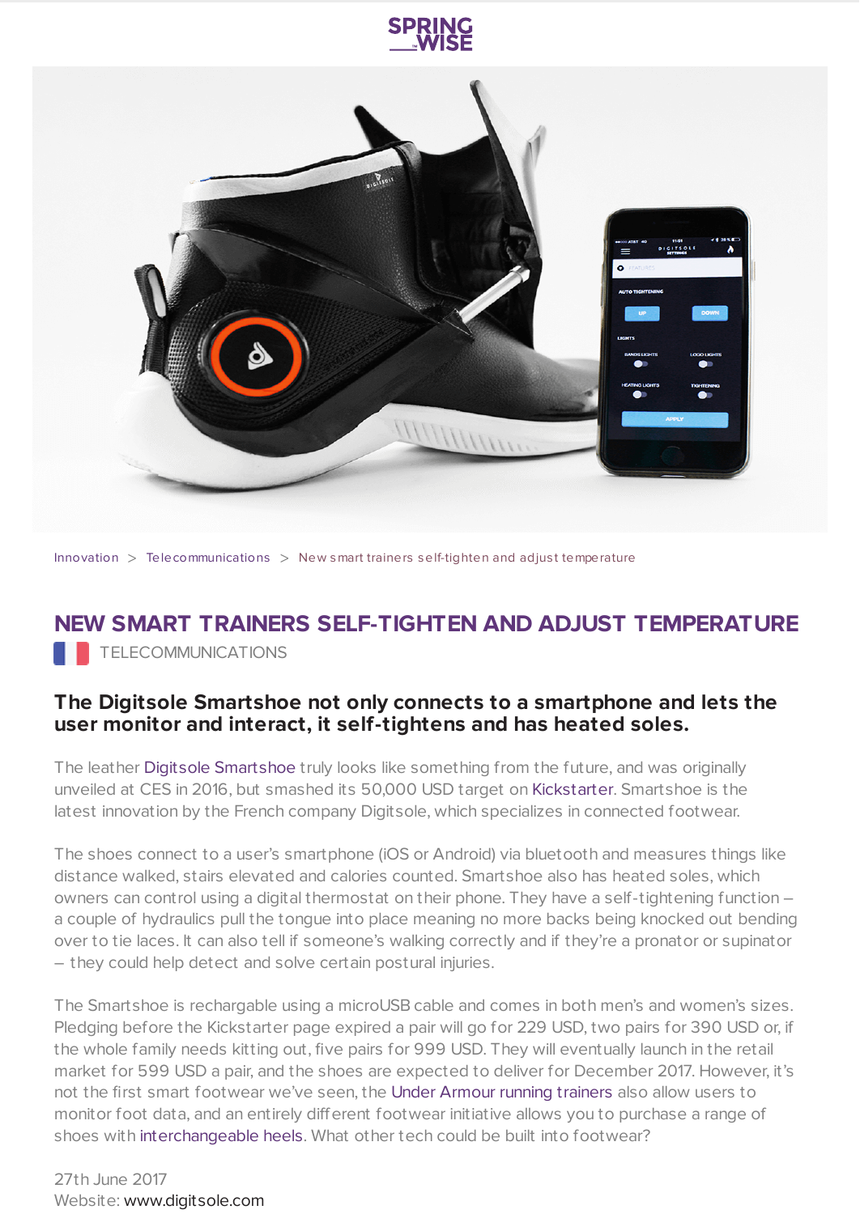Innovation > Telecommunications > New smart trainers self-tighten and adjust temperature

# NEW SMART TRAINERS SELF-TIGHTEN AND ADJUST TEMPERATURE

TELECOMMUNICATIONS

## The Digitsole Smartshoe not only connects to a smartphone and lets the user monitor and interact, it self-tightens and has heated soles.

The leather Digitsole Smartshoe truly looks like something from the future, and was originally unveiled at CES in 2016, but smashed its 50,000 USD target on Kickstarter. Smartshoe is the latest innovation by the French company Digitsole, which specializes in connected footwear.

The shoes connect to a user's smartphone (iOS or Android) via bluetooth and measures things like distance walked, stairs elevated and calories counted. Smartshoe also has heated soles, which owners can control using a digital thermostat on their phone. They have a self-tightening function – a couple of hydraulics pull the tongue into place meaning no more backs being knocked out bending over to tie laces. It can also tell if someone's walking correctly and if they're a pronator or supinator – they could help detect and solve certain postural injuries.

The Smartshoe is rechargable using a microUSB cable and comes in both men's and women's sizes. Pledging before the Kickstarter page expired a pair will go for 229 USD, two pairs for 390 USD or, if the whole family needs kitting out, five pairs for 999 USD. They will eventually launch in the retail market for 599 USD a pair, and the shoes are expected to deliver for December 2017. However, it's not the first smart footwear we've seen, the Under Armour running trainers also allow users to monitor foot data, and an entirely different footwear initiative allows you to purchase a range of shoes with interchangeable heels. What other tech could be built into footwear?

27th June 2017
Website: www.digitsole.com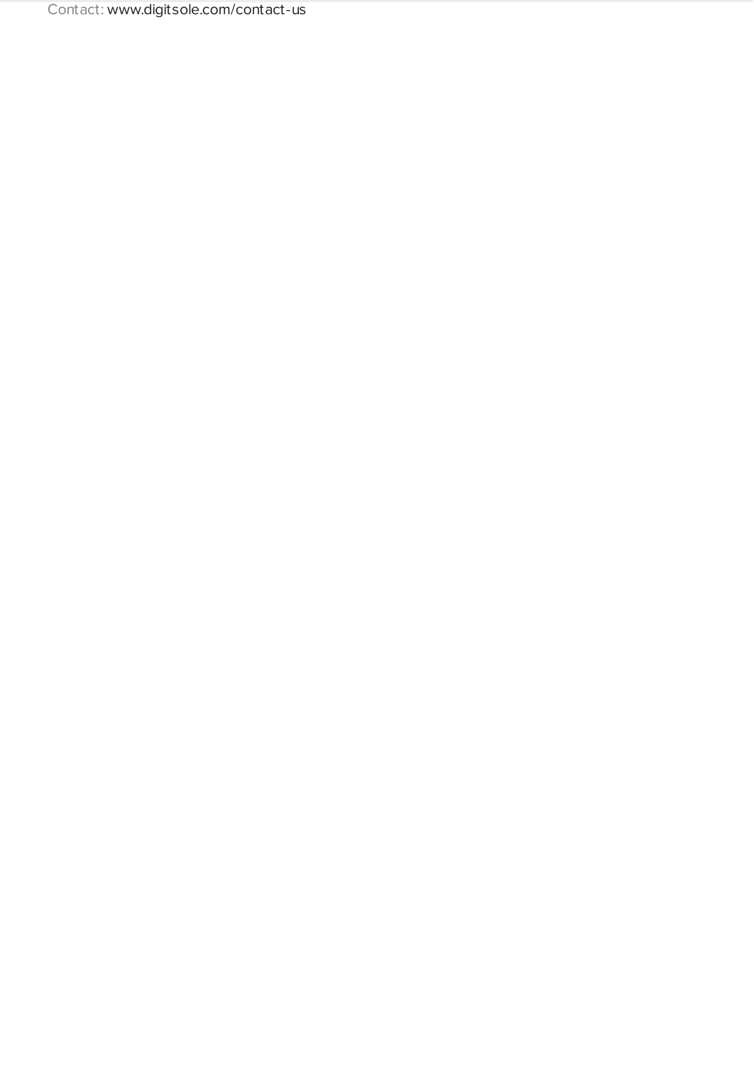Contact: www.digitsole.com/contact-us